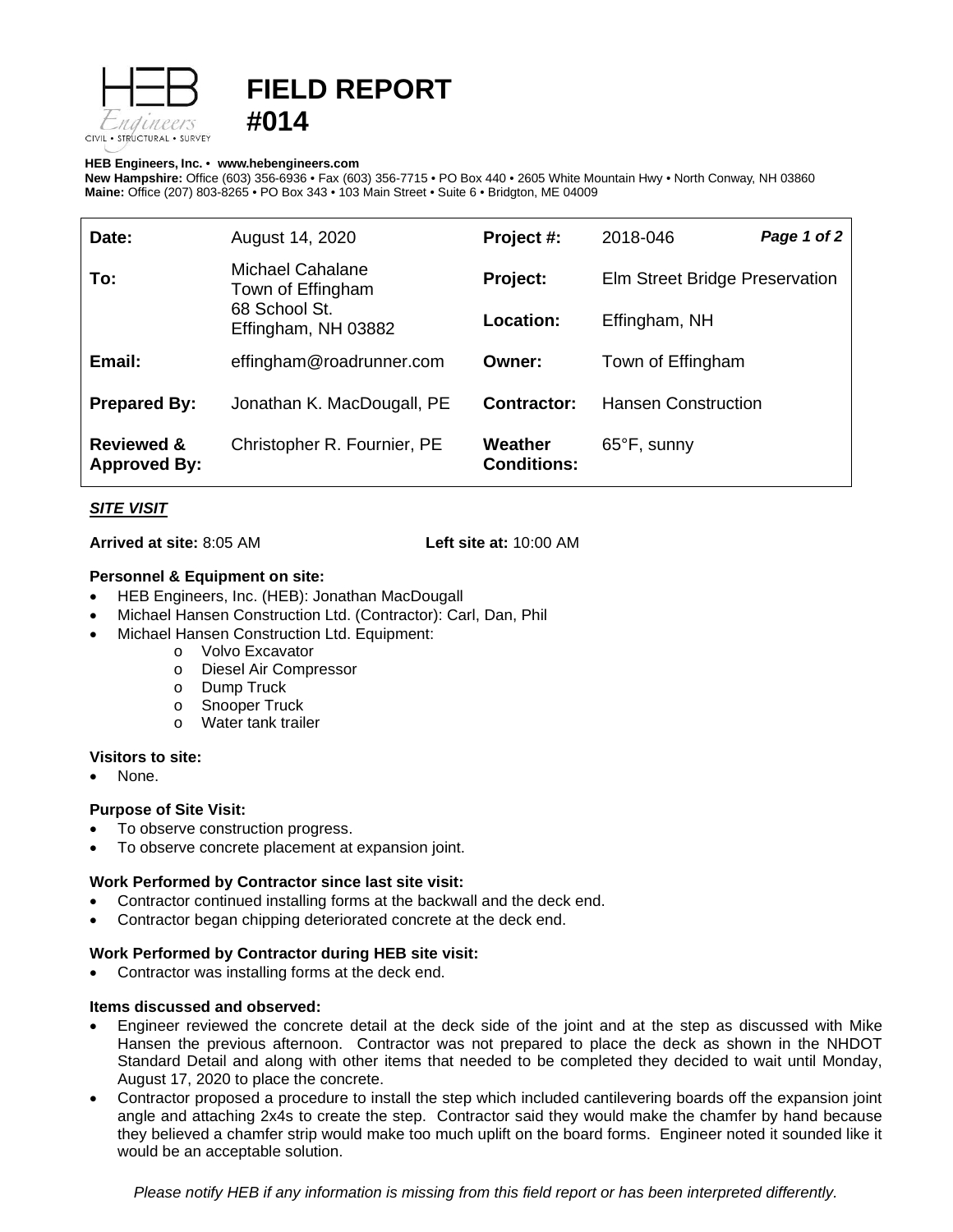# FIELD REPORT #014

**HEB Engineers, Inc.** • **www.hebengineers.com**
**New Hampshire:** Office (603) 356-6936 • Fax (603) 356-7715 • PO Box 440 • 2605 White Mountain Hwy • North Conway, NH 03860
**Maine:** Office (207) 803-8265 • PO Box 343 • 103 Main Street • Suite 6 • Bridgton, ME 04009

| | | | |
|---|---|---|---|
| **Date:** | August 14, 2020 | **Project #:** | 2018-046 |
| **To:** | Michael Cahalane<br>Town of Effingham<br>68 School St.<br>Effingham, NH 03882 | **Project:** | Elm Street Bridge Preservation |
| | | **Location:** | Effingham, NH |
| **Email:** | effingham@roadrunner.com | **Owner:** | Town of Effingham |
| **Prepared By:** | Jonathan K. MacDougall, PE | **Contractor:** | Hansen Construction |
| **Reviewed & Approved By:** | Christopher R. Fournier, PE | **Weather Conditions:** | 65°F, sunny |

***SITE VISIT***

**Arrived at site:** 8:05 AM **Left site at:** 10:00 AM

**Personnel & Equipment on site:**

- HEB Engineers, Inc. (HEB): Jonathan MacDougall
- Michael Hansen Construction Ltd. (Contractor): Carl, Dan, Phil
- Michael Hansen Construction Ltd. Equipment:
  - Volvo Excavator
  - Diesel Air Compressor
  - Dump Truck
  - Snooper Truck
  - Water tank trailer

**Visitors to site:**

- None.

**Purpose of Site Visit:**

- To observe construction progress.
- To observe concrete placement at expansion joint.

**Work Performed by Contractor since last site visit:**

- Contractor continued installing forms at the backwall and the deck end.
- Contractor began chipping deteriorated concrete at the deck end.

**Work Performed by Contractor during HEB site visit:**

- Contractor was installing forms at the deck end.

**Items discussed and observed:**

- Engineer reviewed the concrete detail at the deck side of the joint and at the step as discussed with Mike Hansen the previous afternoon. Contractor was not prepared to place the deck as shown in the NHDOT Standard Detail and along with other items that needed to be completed they decided to wait until Monday, August 17, 2020 to place the concrete.
- Contractor proposed a procedure to install the step which included cantilevering boards off the expansion joint angle and attaching 2x4s to create the step. Contractor said they would make the chamfer by hand because they believed a chamfer strip would make too much uplift on the board forms. Engineer noted it sounded like it would be an acceptable solution.

*Please notify HEB if any information is missing from this field report or has been interpreted differently.*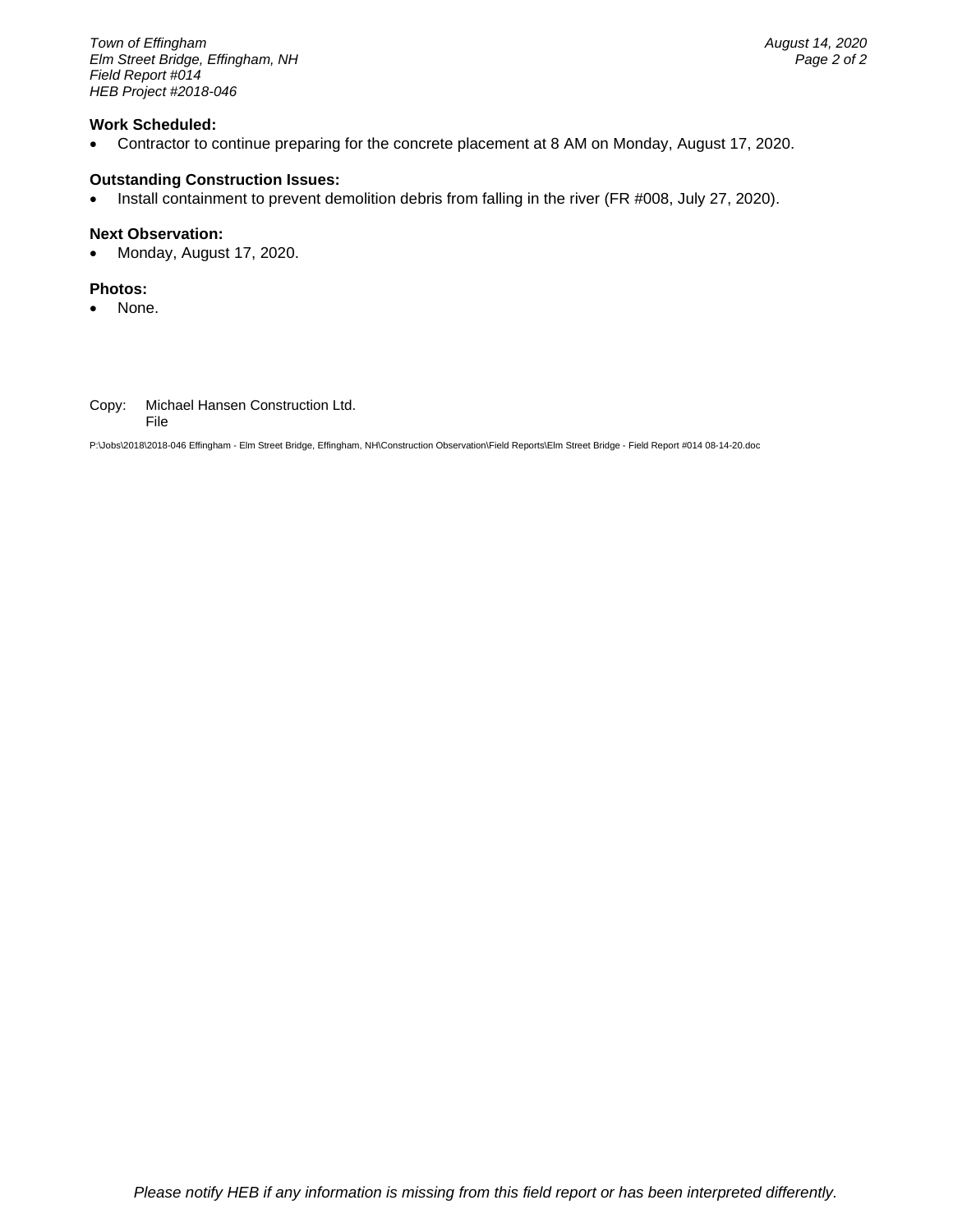**Work Scheduled:**

- Contractor to continue preparing for the concrete placement at 8 AM on Monday, August 17, 2020.

**Outstanding Construction Issues:**

- Install containment to prevent demolition debris from falling in the river (FR #008, July 27, 2020).

**Next Observation:**

- Monday, August 17, 2020.

**Photos:**

- None.

Copy: Michael Hansen Construction Ltd.
File

P:\Jobs\2018\2018-046 Effingham - Elm Street Bridge, Effingham, NH\Construction Observation\Field Reports\Elm Street Bridge - Field Report #014 08-14-20.doc

*Please notify HEB if any information is missing from this field report or has been interpreted differently.*